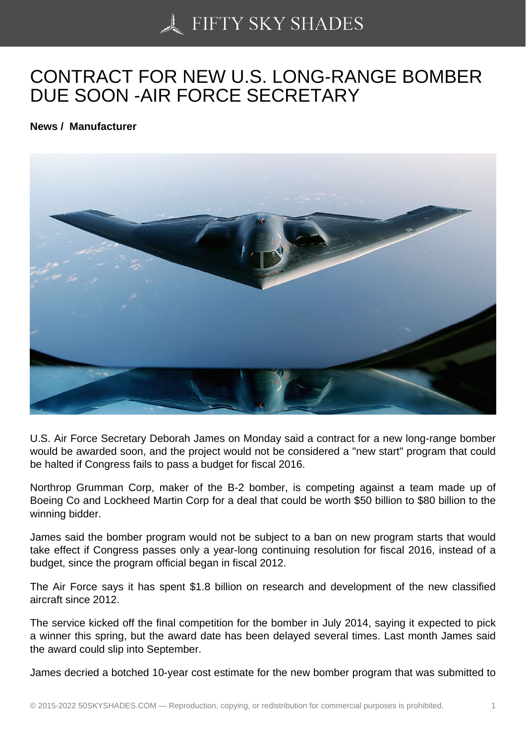# CONTRACT FOR NEW U.S. LONG-RANGE BOMBER DUE SOON -AIR FORCE SECRETARY

**News / Manufacturer**

U.S. Air Force Secretary Deborah James on Monday said a contract for a new long-range bomber would be awarded soon, and the project would not be considered a "new start" program that could be halted if Congress fails to pass a budget for fiscal 2016.

Northrop Grumman Corp, maker of the B-2 bomber, is competing against a team made up of Boeing Co and Lockheed Martin Corp for a deal that could be worth $50 billion to $80 billion to the winning bidder.

James said the bomber program would not be subject to a ban on new program starts that would take effect if Congress passes only a year-long continuing resolution for fiscal 2016, instead of a budget, since the program official began in fiscal 2012.

The Air Force says it has spent $1.8 billion on research and development of the new classified aircraft since 2012.

The service kicked off the final competition for the bomber in July 2014, saying it expected to pick a winner this spring, but the award date has been delayed several times. Last month James said the award could slip into September.

James decried a botched 10-year cost estimate for the new bomber program that was submitted to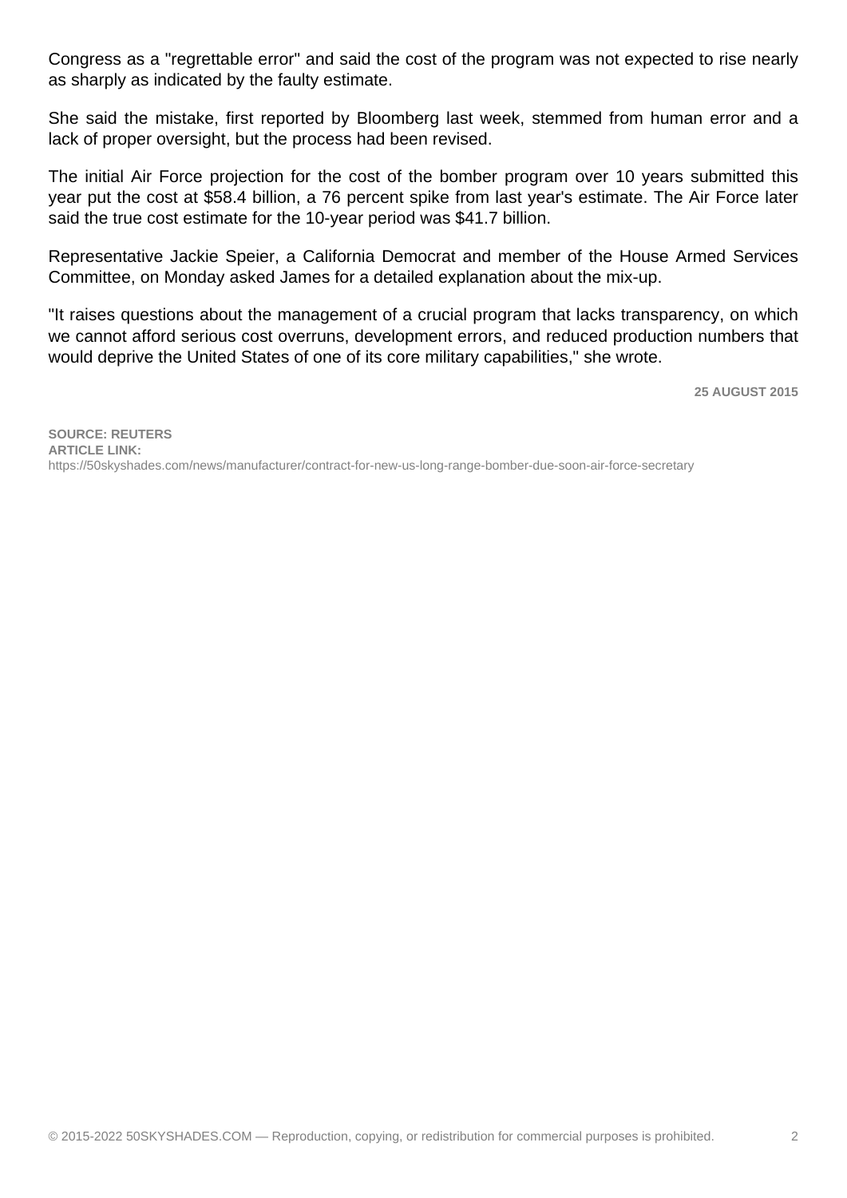Congress as a "regrettable error" and said the cost of the program was not expected to rise nearly as sharply as indicated by the faulty estimate.

She said the mistake, first reported by Bloomberg last week, stemmed from human error and a lack of proper oversight, but the process had been revised.

The initial Air Force projection for the cost of the bomber program over 10 years submitted this year put the cost at $58.4 billion, a 76 percent spike from last year's estimate. The Air Force later said the true cost estimate for the 10-year period was $41.7 billion.

Representative Jackie Speier, a California Democrat and member of the House Armed Services Committee, on Monday asked James for a detailed explanation about the mix-up.

"It raises questions about the management of a crucial program that lacks transparency, on which we cannot afford serious cost overruns, development errors, and reduced production numbers that would deprive the United States of one of its core military capabilities," she wrote.

**25 AUGUST 2015**

**SOURCE: REUTERS**
**ARTICLE LINK:**
https://50skyshades.com/news/manufacturer/contract-for-new-us-long-range-bomber-due-soon-air-force-secretary

© 2015-2022 50SKYSHADES.COM — Reproduction, copying, or redistribution for commercial purposes is prohibited.